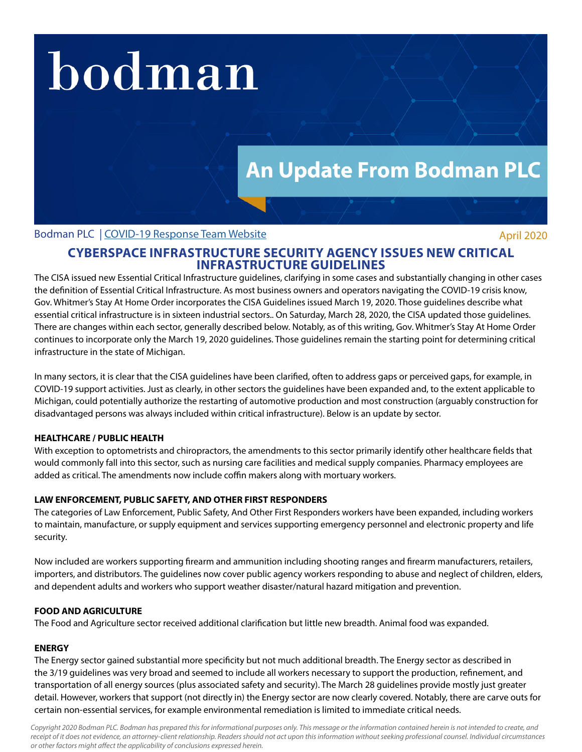# bodman

## An Update From Bodman PLC

Bodman PLC | COVID-19 Response Team Website

April 2020

## CYBERSPACE INFRASTRUCTURE SECURITY AGENCY ISSUES NEW CRITICAL INFRASTRUCTURE GUIDELINES

The CISA issued new Essential Critical Infrastructure guidelines, clarifying in some cases and substantially changing in other cases the definition of Essential Critical Infrastructure. As most business owners and operators navigating the COVID-19 crisis know, Gov. Whitmer's Stay At Home Order incorporates the CISA Guidelines issued March 19, 2020. Those guidelines describe what essential critical infrastructure is in sixteen industrial sectors.. On Saturday, March 28, 2020, the CISA updated those guidelines. There are changes within each sector, generally described below. Notably, as of this writing, Gov. Whitmer's Stay At Home Order continues to incorporate only the March 19, 2020 guidelines. Those guidelines remain the starting point for determining critical infrastructure in the state of Michigan.

In many sectors, it is clear that the CISA guidelines have been clarified, often to address gaps or perceived gaps, for example, in COVID-19 support activities. Just as clearly, in other sectors the guidelines have been expanded and, to the extent applicable to Michigan, could potentially authorize the restarting of automotive production and most construction (arguably construction for disadvantaged persons was always included within critical infrastructure). Below is an update by sector.

### HEALTHCARE / PUBLIC HEALTH

With exception to optometrists and chiropractors, the amendments to this sector primarily identify other healthcare fields that would commonly fall into this sector, such as nursing care facilities and medical supply companies. Pharmacy employees are added as critical. The amendments now include coffin makers along with mortuary workers.

### LAW ENFORCEMENT, PUBLIC SAFETY, AND OTHER FIRST RESPONDERS

The categories of Law Enforcement, Public Safety, And Other First Responders workers have been expanded, including workers to maintain, manufacture, or supply equipment and services supporting emergency personnel and electronic property and life security.

Now included are workers supporting firearm and ammunition including shooting ranges and firearm manufacturers, retailers, importers, and distributors. The guidelines now cover public agency workers responding to abuse and neglect of children, elders, and dependent adults and workers who support weather disaster/natural hazard mitigation and prevention.

### FOOD AND AGRICULTURE

The Food and Agriculture sector received additional clarification but little new breadth. Animal food was expanded.

### ENERGY

The Energy sector gained substantial more specificity but not much additional breadth. The Energy sector as described in the 3/19 guidelines was very broad and seemed to include all workers necessary to support the production, refinement, and transportation of all energy sources (plus associated safety and security). The March 28 guidelines provide mostly just greater detail. However, workers that support (not directly in) the Energy sector are now clearly covered. Notably, there are carve outs for certain non-essential services, for example environmental remediation is limited to immediate critical needs.

*Copyright 2020 Bodman PLC. Bodman has prepared this for informational purposes only. This message or the information contained herein is not intended to create, and receipt of it does not evidence, an attorney-client relationship. Readers should not act upon this information without seeking professional counsel. Individual circumstances or other factors might affect the applicability of conclusions expressed herein.*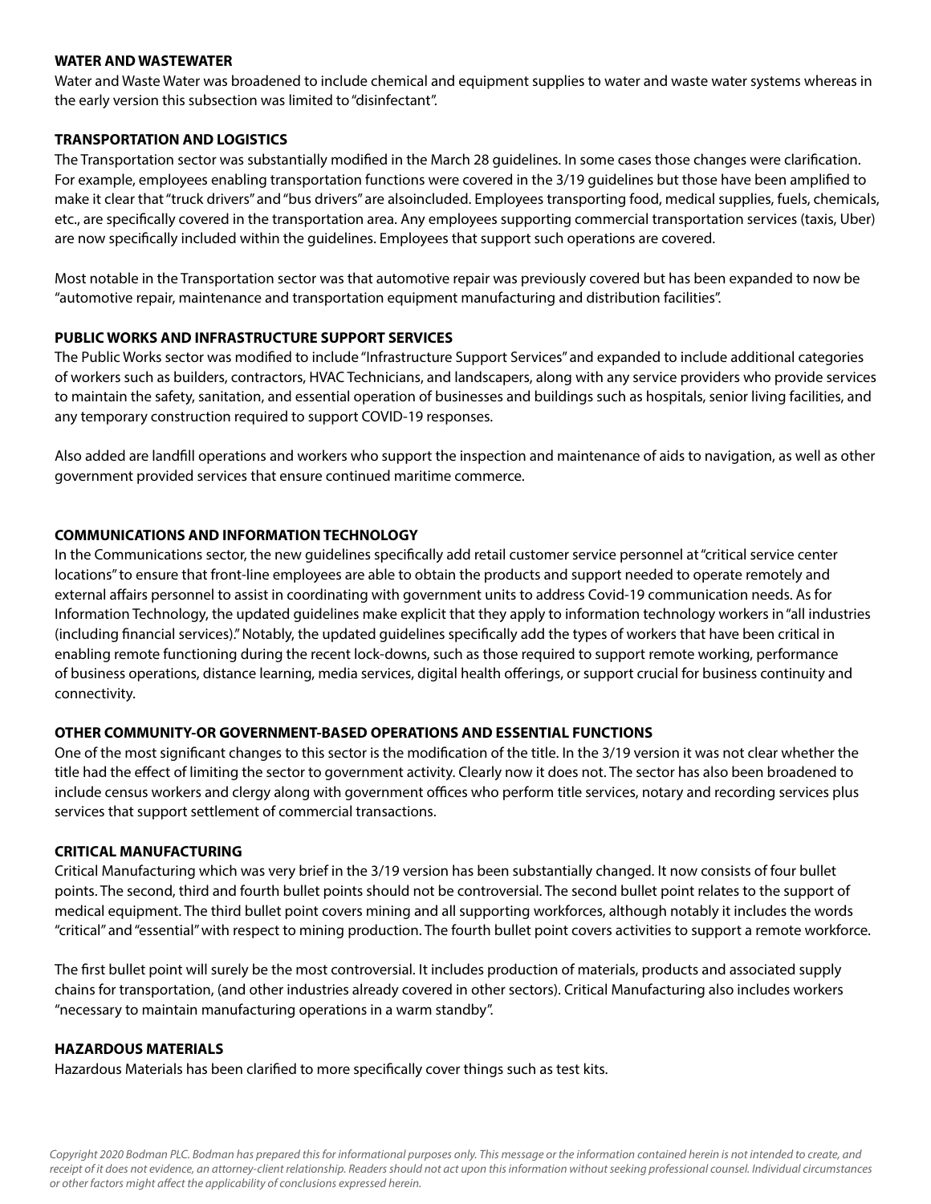**WATER AND WASTEWATER**

Water and Waste Water was broadened to include chemical and equipment supplies to water and waste water systems whereas in the early version this subsection was limited to "disinfectant".

**TRANSPORTATION AND LOGISTICS**

The Transportation sector was substantially modified in the March 28 guidelines. In some cases those changes were clarification. For example, employees enabling transportation functions were covered in the 3/19 guidelines but those have been amplified to make it clear that "truck drivers" and "bus drivers" are alsoincluded. Employees transporting food, medical supplies, fuels, chemicals, etc., are specifically covered in the transportation area. Any employees supporting commercial transportation services (taxis, Uber) are now specifically included within the guidelines. Employees that support such operations are covered.

Most notable in the Transportation sector was that automotive repair was previously covered but has been expanded to now be "automotive repair, maintenance and transportation equipment manufacturing and distribution facilities".

**PUBLIC WORKS AND INFRASTRUCTURE SUPPORT SERVICES**

The Public Works sector was modified to include "Infrastructure Support Services" and expanded to include additional categories of workers such as builders, contractors, HVAC Technicians, and landscapers, along with any service providers who provide services to maintain the safety, sanitation, and essential operation of businesses and buildings such as hospitals, senior living facilities, and any temporary construction required to support COVID-19 responses.

Also added are landfill operations and workers who support the inspection and maintenance of aids to navigation, as well as other government provided services that ensure continued maritime commerce.

**COMMUNICATIONS AND INFORMATION TECHNOLOGY**

In the Communications sector, the new guidelines specifically add retail customer service personnel at "critical service center locations" to ensure that front-line employees are able to obtain the products and support needed to operate remotely and external affairs personnel to assist in coordinating with government units to address Covid-19 communication needs. As for Information Technology, the updated guidelines make explicit that they apply to information technology workers in "all industries (including financial services)." Notably, the updated guidelines specifically add the types of workers that have been critical in enabling remote functioning during the recent lock-downs, such as those required to support remote working, performance of business operations, distance learning, media services, digital health offerings, or support crucial for business continuity and connectivity.

**OTHER COMMUNITY-OR GOVERNMENT-BASED OPERATIONS AND ESSENTIAL FUNCTIONS**

One of the most significant changes to this sector is the modification of the title. In the 3/19 version it was not clear whether the title had the effect of limiting the sector to government activity. Clearly now it does not. The sector has also been broadened to include census workers and clergy along with government offices who perform title services, notary and recording services plus services that support settlement of commercial transactions.

**CRITICAL MANUFACTURING**

Critical Manufacturing which was very brief in the 3/19 version has been substantially changed. It now consists of four bullet points. The second, third and fourth bullet points should not be controversial. The second bullet point relates to the support of medical equipment. The third bullet point covers mining and all supporting workforces, although notably it includes the words "critical" and "essential" with respect to mining production. The fourth bullet point covers activities to support a remote workforce.

The first bullet point will surely be the most controversial. It includes production of materials, products and associated supply chains for transportation, (and other industries already covered in other sectors). Critical Manufacturing also includes workers "necessary to maintain manufacturing operations in a warm standby".

**HAZARDOUS MATERIALS**

Hazardous Materials has been clarified to more specifically cover things such as test kits.

*Copyright 2020 Bodman PLC. Bodman has prepared this for informational purposes only. This message or the information contained herein is not intended to create, and receipt of it does not evidence, an attorney-client relationship. Readers should not act upon this information without seeking professional counsel. Individual circumstances or other factors might affect the applicability of conclusions expressed herein.*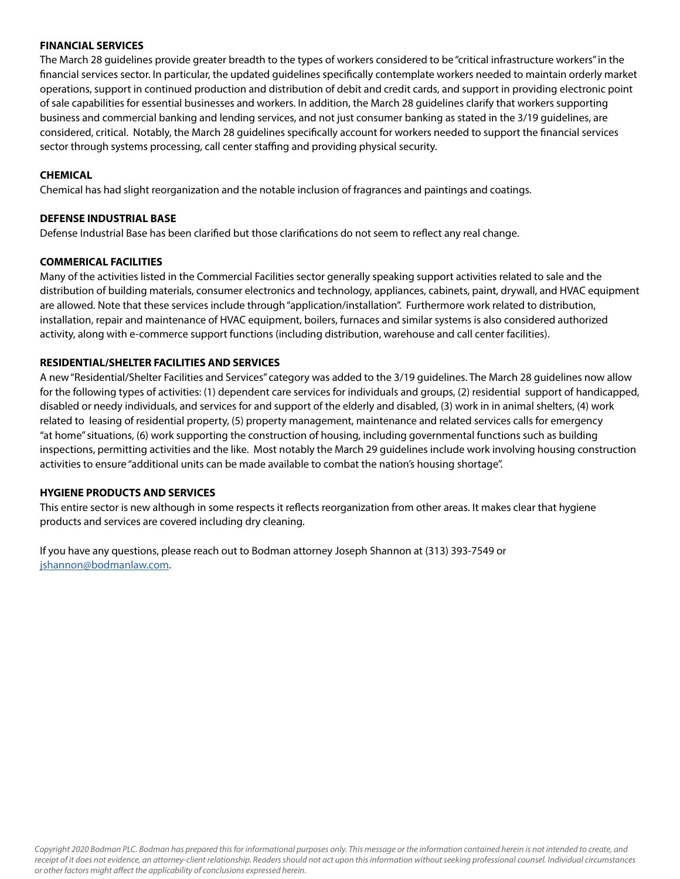**FINANCIAL SERVICES**

The March 28 guidelines provide greater breadth to the types of workers considered to be "critical infrastructure workers" in the financial services sector. In particular, the updated guidelines specifically contemplate workers needed to maintain orderly market operations, support in continued production and distribution of debit and credit cards, and support in providing electronic point of sale capabilities for essential businesses and workers. In addition, the March 28 guidelines clarify that workers supporting business and commercial banking and lending services, and not just consumer banking as stated in the 3/19 guidelines, are considered, critical. Notably, the March 28 guidelines specifically account for workers needed to support the financial services sector through systems processing, call center staffing and providing physical security.

**CHEMICAL**

Chemical has had slight reorganization and the notable inclusion of fragrances and paintings and coatings.

**DEFENSE INDUSTRIAL BASE**

Defense Industrial Base has been clarified but those clarifications do not seem to reflect any real change.

**COMMERICAL FACILITIES**

Many of the activities listed in the Commercial Facilities sector generally speaking support activities related to sale and the distribution of building materials, consumer electronics and technology, appliances, cabinets, paint, drywall, and HVAC equipment are allowed. Note that these services include through "application/installation". Furthermore work related to distribution, installation, repair and maintenance of HVAC equipment, boilers, furnaces and similar systems is also considered authorized activity, along with e-commerce support functions (including distribution, warehouse and call center facilities).

**RESIDENTIAL/SHELTER FACILITIES AND SERVICES**

A new "Residential/Shelter Facilities and Services" category was added to the 3/19 guidelines. The March 28 guidelines now allow for the following types of activities: (1) dependent care services for individuals and groups, (2) residential support of handicapped, disabled or needy individuals, and services for and support of the elderly and disabled, (3) work in in animal shelters, (4) work related to leasing of residential property, (5) property management, maintenance and related services calls for emergency "at home" situations, (6) work supporting the construction of housing, including governmental functions such as building inspections, permitting activities and the like. Most notably the March 29 guidelines include work involving housing construction activities to ensure "additional units can be made available to combat the nation's housing shortage".

**HYGIENE PRODUCTS AND SERVICES**

This entire sector is new although in some respects it reflects reorganization from other areas. It makes clear that hygiene products and services are covered including dry cleaning.

If you have any questions, please reach out to Bodman attorney Joseph Shannon at (313) 393-7549 or [jshannon@bodmanlaw.com](mailto:jshannon@bodmanlaw.com).

*Copyright 2020 Bodman PLC. Bodman has prepared this for informational purposes only. This message or the information contained herein is not intended to create, and receipt of it does not evidence, an attorney-client relationship. Readers should not act upon this information without seeking professional counsel. Individual circumstances or other factors might affect the applicability of conclusions expressed herein.*